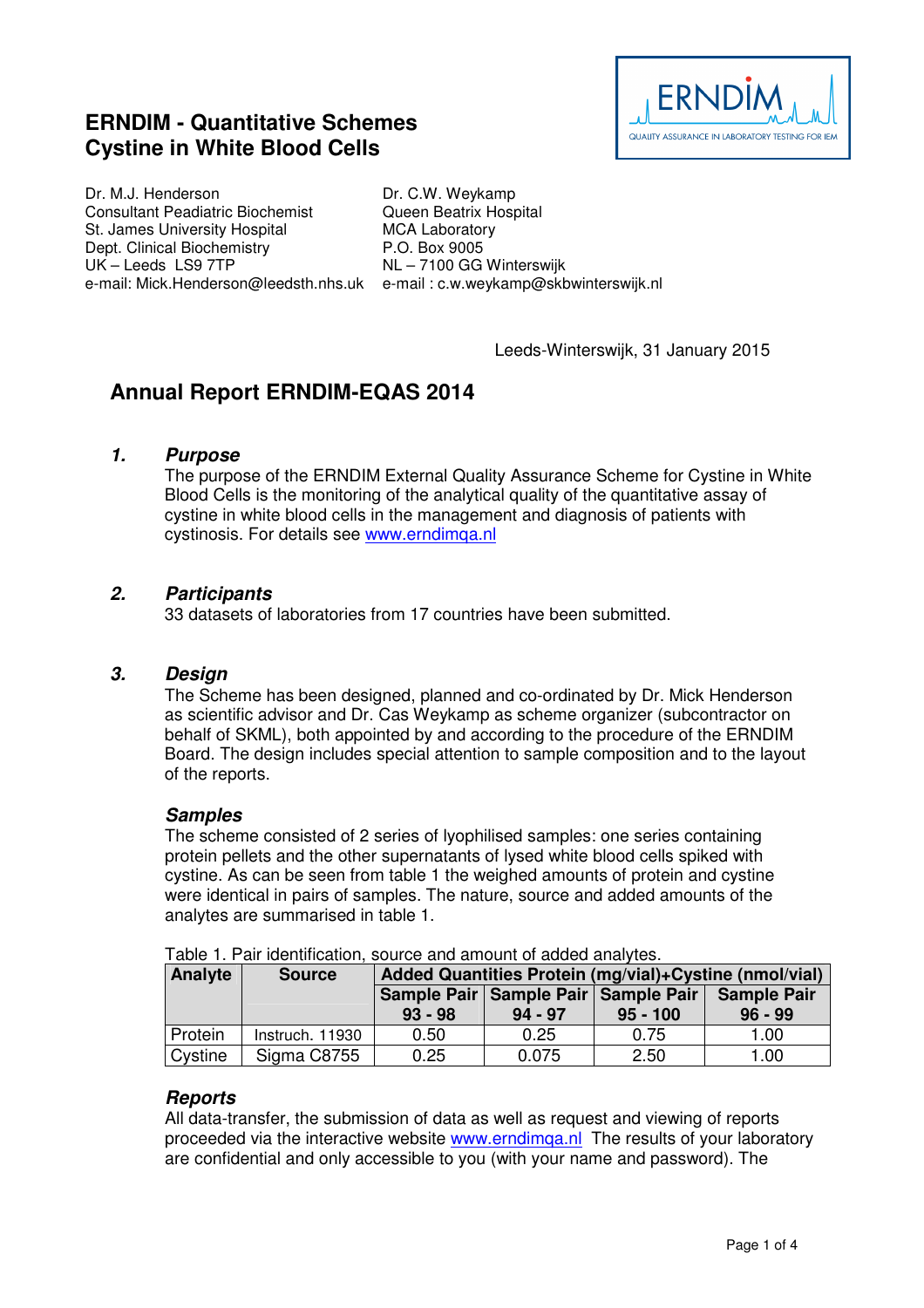# ERNDIM - Quantitative Schemes
# Cystine in White Blood Cells

Dr. M.J. Henderson
Consultant Peadiatric Biochemist
St. James University Hospital
Dept. Clinical Biochemistry
UK – Leeds LS9 7TP
e-mail: Mick.Henderson@leedsth.nhs.uk

Dr. C.W. Weykamp
Queen Beatrix Hospital
MCA Laboratory
P.O. Box 9005
NL – 7100 GG Winterswijk
e-mail : c.w.weykamp@skbwinterswijk.nl

Leeds-Winterswijk, 31 January 2015

## Annual Report ERNDIM-EQAS 2014

### *1. Purpose*

The purpose of the ERNDIM External Quality Assurance Scheme for Cystine in White Blood Cells is the monitoring of the analytical quality of the quantitative assay of cystine in white blood cells in the management and diagnosis of patients with cystinosis. For details see www.erndimqa.nl

### *2. Participants*

33 datasets of laboratories from 17 countries have been submitted.

### *3. Design*

The Scheme has been designed, planned and co-ordinated by Dr. Mick Henderson as scientific advisor and Dr. Cas Weykamp as scheme organizer (subcontractor on behalf of SKML), both appointed by and according to the procedure of the ERNDIM Board. The design includes special attention to sample composition and to the layout of the reports.

#### *Samples*

The scheme consisted of 2 series of lyophilised samples: one series containing protein pellets and the other supernatants of lysed white blood cells spiked with cystine. As can be seen from table 1 the weighed amounts of protein and cystine were identical in pairs of samples. The nature, source and added amounts of the analytes are summarised in table 1.

Table 1. Pair identification, source and amount of added analytes.

| Analyte | Source | Added Quantities Protein (mg/vial)+Cystine (nmol/vial) | | | |
|---|---|---|---|---|---|
| | | Sample Pair 93 - 98 | Sample Pair 94 - 97 | Sample Pair 95 - 100 | Sample Pair 96 - 99 |
| Protein | Instruch. 11930 | 0.50 | 0.25 | 0.75 | 1.00 |
| Cystine | Sigma C8755 | 0.25 | 0.075 | 2.50 | 1.00 |

#### *Reports*

All data-transfer, the submission of data as well as request and viewing of reports proceeded via the interactive website www.erndimqa.nl The results of your laboratory are confidential and only accessible to you (with your name and password). The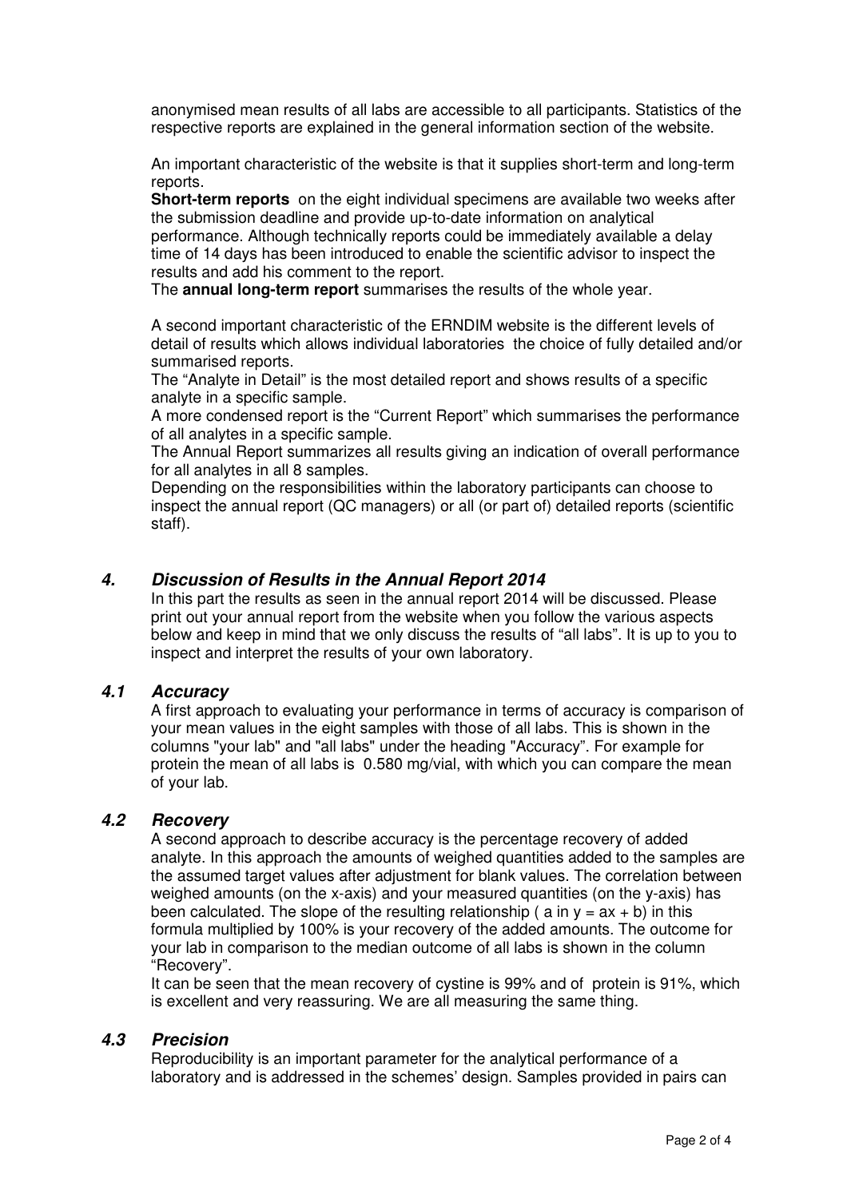anonymised mean results of all labs are accessible to all participants. Statistics of the respective reports are explained in the general information section of the website.

An important characteristic of the website is that it supplies short-term and long-term reports.

**Short-term reports** on the eight individual specimens are available two weeks after the submission deadline and provide up-to-date information on analytical performance. Although technically reports could be immediately available a delay time of 14 days has been introduced to enable the scientific advisor to inspect the results and add his comment to the report.

The **annual long-term report** summarises the results of the whole year.

A second important characteristic of the ERNDIM website is the different levels of detail of results which allows individual laboratories the choice of fully detailed and/or summarised reports.

The "Analyte in Detail" is the most detailed report and shows results of a specific analyte in a specific sample.

A more condensed report is the "Current Report" which summarises the performance of all analytes in a specific sample.

The Annual Report summarizes all results giving an indication of overall performance for all analytes in all 8 samples.

Depending on the responsibilities within the laboratory participants can choose to inspect the annual report (QC managers) or all (or part of) detailed reports (scientific staff).

## 4. Discussion of Results in the Annual Report 2014

In this part the results as seen in the annual report 2014 will be discussed. Please print out your annual report from the website when you follow the various aspects below and keep in mind that we only discuss the results of "all labs". It is up to you to inspect and interpret the results of your own laboratory.

### 4.1 Accuracy

A first approach to evaluating your performance in terms of accuracy is comparison of your mean values in the eight samples with those of all labs. This is shown in the columns "your lab" and "all labs" under the heading "Accuracy". For example for protein the mean of all labs is 0.580 mg/vial, with which you can compare the mean of your lab.

### 4.2 Recovery

A second approach to describe accuracy is the percentage recovery of added analyte. In this approach the amounts of weighed quantities added to the samples are the assumed target values after adjustment for blank values. The correlation between weighed amounts (on the x-axis) and your measured quantities (on the y-axis) has been calculated. The slope of the resulting relationship ( a in $y = ax + b$) in this formula multiplied by 100% is your recovery of the added amounts. The outcome for your lab in comparison to the median outcome of all labs is shown in the column "Recovery".

It can be seen that the mean recovery of cystine is 99% and of protein is 91%, which is excellent and very reassuring. We are all measuring the same thing.

### 4.3 Precision

Reproducibility is an important parameter for the analytical performance of a laboratory and is addressed in the schemes' design. Samples provided in pairs can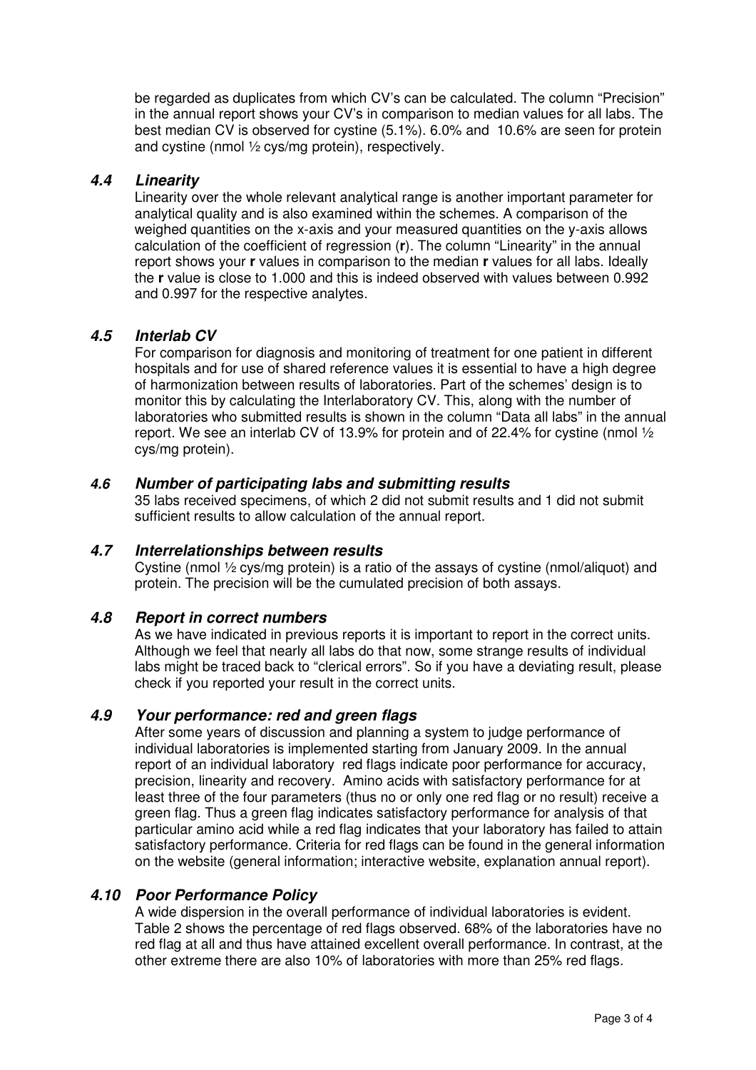be regarded as duplicates from which CV's can be calculated. The column "Precision" in the annual report shows your CV's in comparison to median values for all labs. The best median CV is observed for cystine (5.1%). 6.0% and 10.6% are seen for protein and cystine (nmol ½ cys/mg protein), respectively.

### *4.4 Linearity*

Linearity over the whole relevant analytical range is another important parameter for analytical quality and is also examined within the schemes. A comparison of the weighed quantities on the x-axis and your measured quantities on the y-axis allows calculation of the coefficient of regression (**r**). The column "Linearity" in the annual report shows your **r** values in comparison to the median **r** values for all labs. Ideally the **r** value is close to 1.000 and this is indeed observed with values between 0.992 and 0.997 for the respective analytes.

### *4.5 Interlab CV*

For comparison for diagnosis and monitoring of treatment for one patient in different hospitals and for use of shared reference values it is essential to have a high degree of harmonization between results of laboratories. Part of the schemes' design is to monitor this by calculating the Interlaboratory CV. This, along with the number of laboratories who submitted results is shown in the column "Data all labs" in the annual report. We see an interlab CV of 13.9% for protein and of 22.4% for cystine (nmol ½ cys/mg protein).

### *4.6 Number of participating labs and submitting results*

35 labs received specimens, of which 2 did not submit results and 1 did not submit sufficient results to allow calculation of the annual report.

### *4.7 Interrelationships between results*

Cystine (nmol ½ cys/mg protein) is a ratio of the assays of cystine (nmol/aliquot) and protein. The precision will be the cumulated precision of both assays.

### *4.8 Report in correct numbers*

As we have indicated in previous reports it is important to report in the correct units. Although we feel that nearly all labs do that now, some strange results of individual labs might be traced back to "clerical errors". So if you have a deviating result, please check if you reported your result in the correct units.

### *4.9 Your performance: red and green flags*

After some years of discussion and planning a system to judge performance of individual laboratories is implemented starting from January 2009. In the annual report of an individual laboratory red flags indicate poor performance for accuracy, precision, linearity and recovery. Amino acids with satisfactory performance for at least three of the four parameters (thus no or only one red flag or no result) receive a green flag. Thus a green flag indicates satisfactory performance for analysis of that particular amino acid while a red flag indicates that your laboratory has failed to attain satisfactory performance. Criteria for red flags can be found in the general information on the website (general information; interactive website, explanation annual report).

### *4.10 Poor Performance Policy*

A wide dispersion in the overall performance of individual laboratories is evident. Table 2 shows the percentage of red flags observed. 68% of the laboratories have no red flag at all and thus have attained excellent overall performance. In contrast, at the other extreme there are also 10% of laboratories with more than 25% red flags.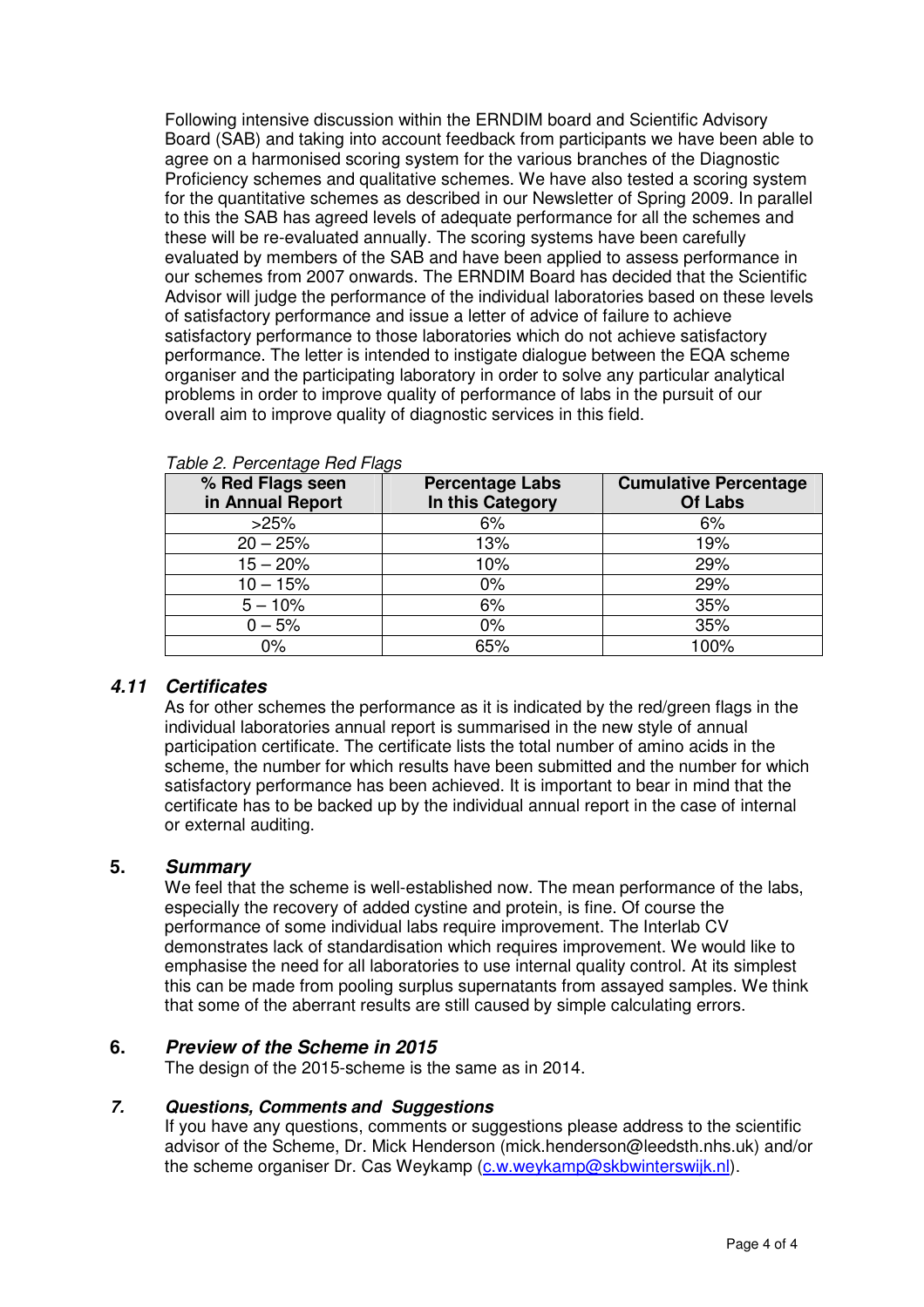Following intensive discussion within the ERNDIM board and Scientific Advisory Board (SAB) and taking into account feedback from participants we have been able to agree on a harmonised scoring system for the various branches of the Diagnostic Proficiency schemes and qualitative schemes. We have also tested a scoring system for the quantitative schemes as described in our Newsletter of Spring 2009. In parallel to this the SAB has agreed levels of adequate performance for all the schemes and these will be re-evaluated annually. The scoring systems have been carefully evaluated by members of the SAB and have been applied to assess performance in our schemes from 2007 onwards. The ERNDIM Board has decided that the Scientific Advisor will judge the performance of the individual laboratories based on these levels of satisfactory performance and issue a letter of advice of failure to achieve satisfactory performance to those laboratories which do not achieve satisfactory performance. The letter is intended to instigate dialogue between the EQA scheme organiser and the participating laboratory in order to solve any particular analytical problems in order to improve quality of performance of labs in the pursuit of our overall aim to improve quality of diagnostic services in this field.

*Table 2. Percentage Red Flags*

| % Red Flags seen in Annual Report | Percentage Labs In this Category | Cumulative Percentage Of Labs |
|---|---|---|
| >25% | 6% | 6% |
| 20 – 25% | 13% | 19% |
| 15 – 20% | 10% | 29% |
| 10 – 15% | 0% | 29% |
| 5 – 10% | 6% | 35% |
| 0 – 5% | 0% | 35% |
| 0% | 65% | 100% |

### *4.11 Certificates*

As for other schemes the performance as it is indicated by the red/green flags in the individual laboratories annual report is summarised in the new style of annual participation certificate. The certificate lists the total number of amino acids in the scheme, the number for which results have been submitted and the number for which satisfactory performance has been achieved. It is important to bear in mind that the certificate has to be backed up by the individual annual report in the case of internal or external auditing.

## 5. *Summary*

We feel that the scheme is well-established now. The mean performance of the labs, especially the recovery of added cystine and protein, is fine. Of course the performance of some individual labs require improvement. The Interlab CV demonstrates lack of standardisation which requires improvement. We would like to emphasise the need for all laboratories to use internal quality control. At its simplest this can be made from pooling surplus supernatants from assayed samples. We think that some of the aberrant results are still caused by simple calculating errors.

## 6. *Preview of the Scheme in 2015*

The design of the 2015-scheme is the same as in 2014.

## *7. Questions, Comments and Suggestions*

If you have any questions, comments or suggestions please address to the scientific advisor of the Scheme, Dr. Mick Henderson (mick.henderson@leedsth.nhs.uk) and/or the scheme organiser Dr. Cas Weykamp (c.w.weykamp@skbwinterswijk.nl).